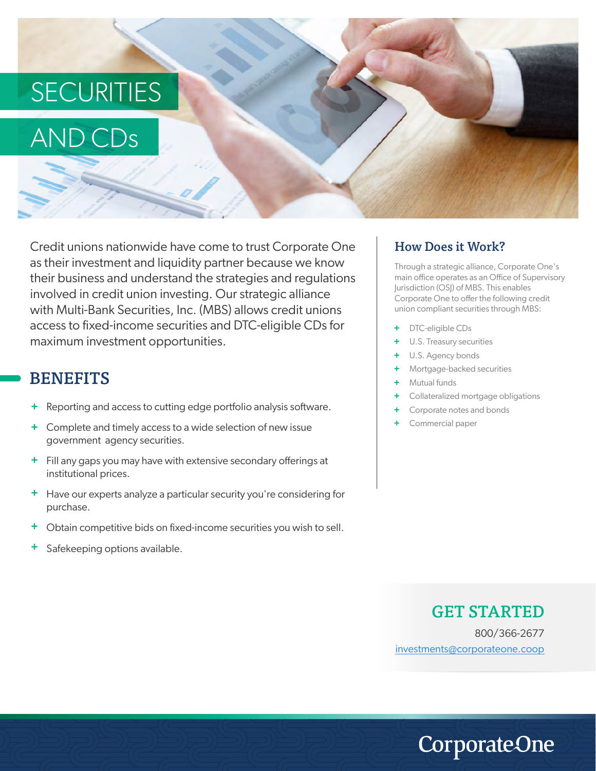# SECURITIES AND CDs

Credit unions nationwide have come to trust Corporate One as their investment and liquidity partner because we know their business and understand the strategies and regulations involved in credit union investing. Our strategic alliance with Multi-Bank Securities, Inc. (MBS) allows credit unions access to fixed-income securities and DTC-eligible CDs for maximum investment opportunities.

## BENEFITS

- Reporting and access to cutting edge portfolio analysis software.
- Complete and timely access to a wide selection of new issue government agency securities.
- Fill any gaps you may have with extensive secondary offerings at institutional prices.
- Have our experts analyze a particular security you're considering for purchase.
- Obtain competitive bids on fixed-income securities you wish to sell.
- Safekeeping options available.

## How Does it Work?

Through a strategic alliance, Corporate One's main office operates as an Office of Supervisory Jurisdiction (OSJ) of MBS. This enables Corporate One to offer the following credit union compliant securities through MBS:

- DTC-eligible CDs
- U.S. Treasury securities
- U.S. Agency bonds
- Mortgage-backed securities
- Mutual funds
- Collateralized mortgage obligations
- Corporate notes and bonds
- Commercial paper

## GET STARTED

800/366-2677

investments@corporateone.coop

CorporateOne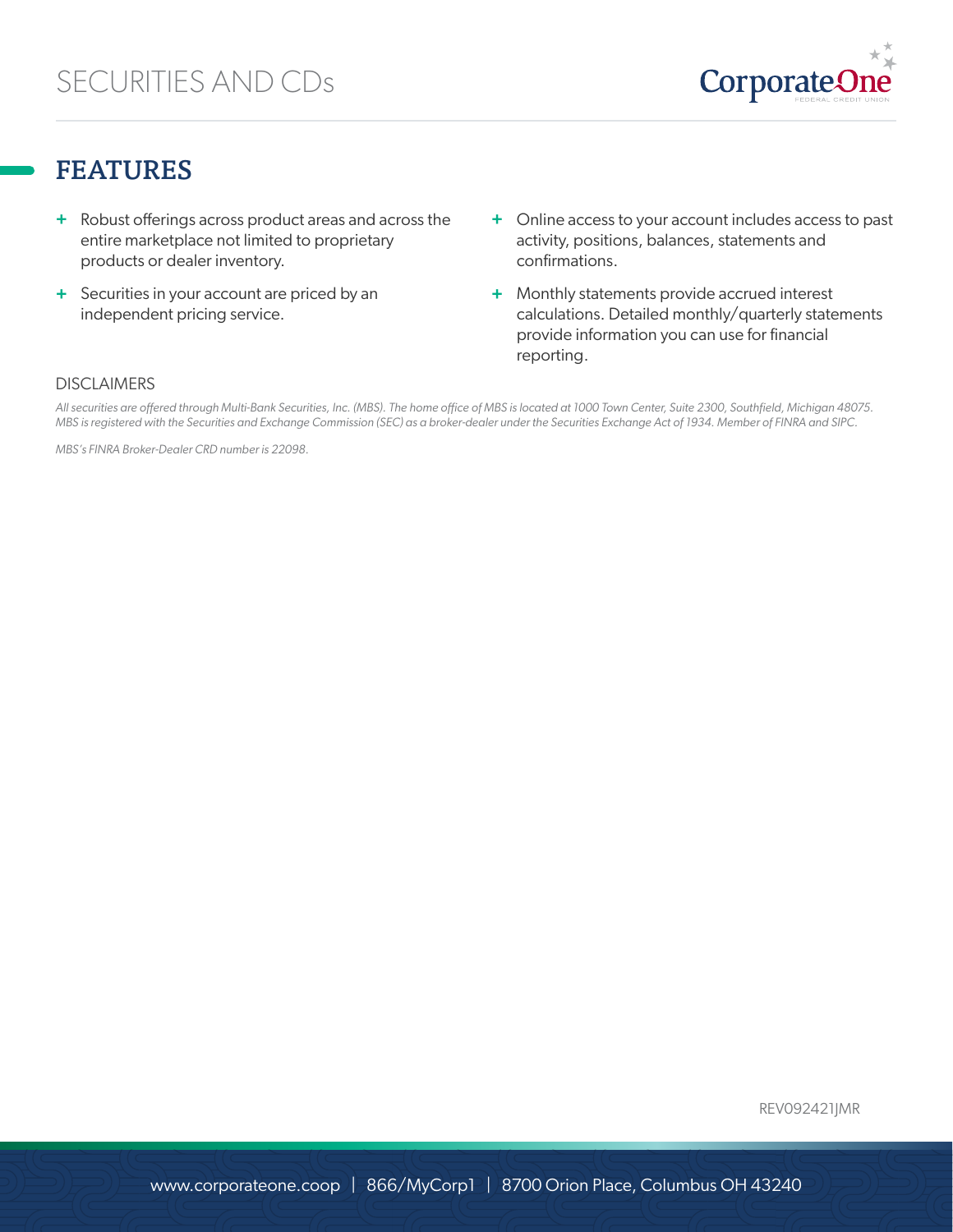## FEATURES

- Robust offerings across product areas and across the entire marketplace not limited to proprietary products or dealer inventory.
- Securities in your account are priced by an independent pricing service.
- Online access to your account includes access to past activity, positions, balances, statements and confirmations.
- Monthly statements provide accrued interest calculations. Detailed monthly/quarterly statements provide information you can use for financial reporting.

### DISCLAIMERS

*All securities are offered through Multi-Bank Securities, Inc. (MBS). The home office of MBS is located at 1000 Town Center, Suite 2300, Southfield, Michigan 48075. MBS is registered with the Securities and Exchange Commission (SEC) as a broker-dealer under the Securities Exchange Act of 1934. Member of FINRA and SIPC.*

*MBS's FINRA Broker-Dealer CRD number is 22098.*

REV092421JMR

www.corporateone.coop | 866/MyCorp1 | 8700 Orion Place, Columbus OH 43240